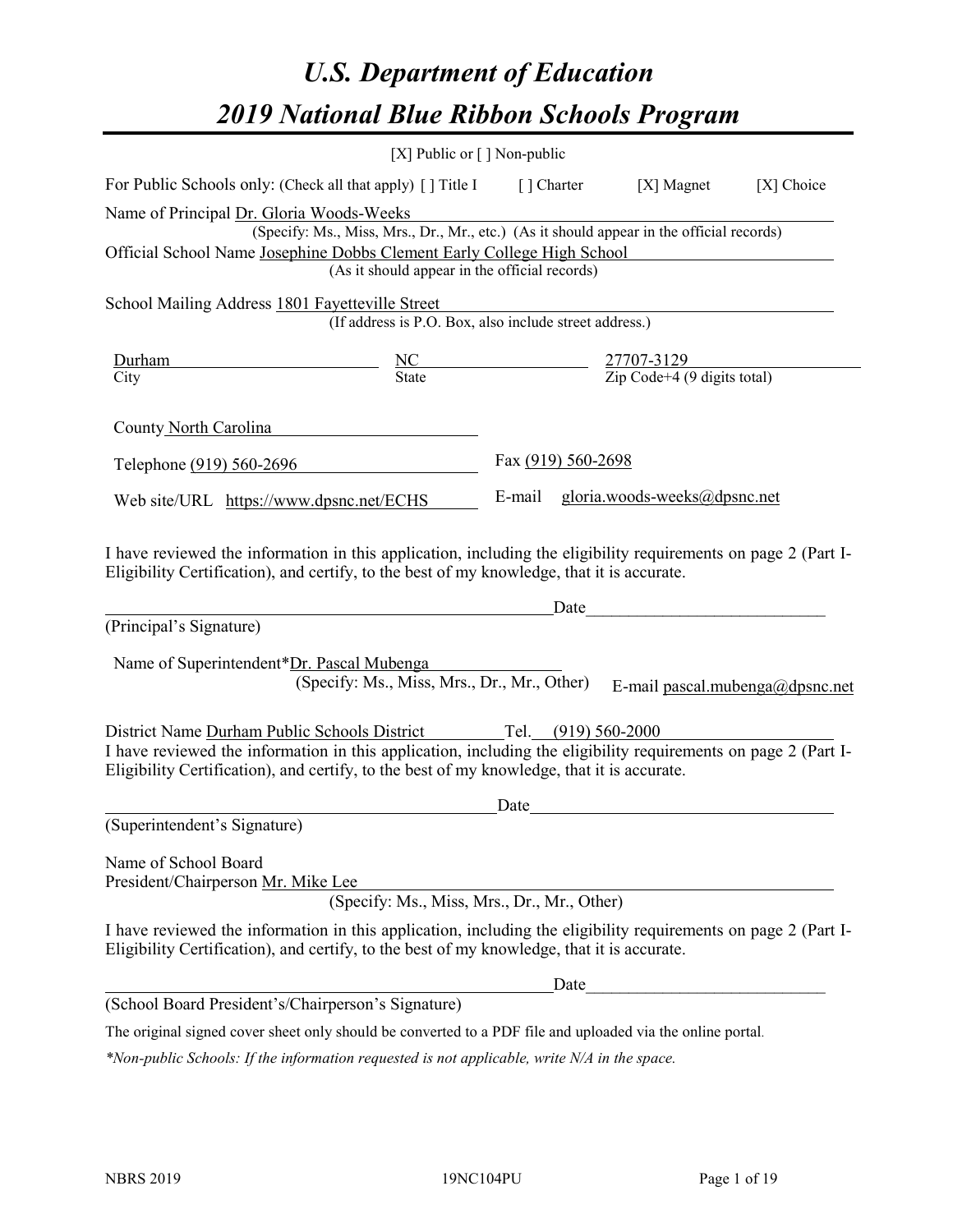# U.S. Department of Education

# 2019 National Blue Ribbon Schools Program

[X] Public or [ ] Non-public

For Public Schools only: (Check all that apply) [ ] Title I [ ] Charter [X] Magnet [X] Choice

Name of Principal Dr. Gloria Woods-Weeks
(Specify: Ms., Miss, Mrs., Dr., Mr., etc.) (As it should appear in the official records)

Official School Name Josephine Dobbs Clement Early College High School
(As it should appear in the official records)

School Mailing Address 1801 Fayetteville Street
(If address is P.O. Box, also include street address.)

| Durham | NC | 27707-3129 |
|---|---|---|
| City | State | Zip Code+4 (9 digits total) |

County North Carolina

Telephone (919) 560-2696 Fax (919) 560-2698

Web site/URL https://www.dpsnc.net/ECHS E-mail gloria.woods-weeks@dpsnc.net

I have reviewed the information in this application, including the eligibility requirements on page 2 (Part I-Eligibility Certification), and certify, to the best of my knowledge, that it is accurate.

_______________________________________Date___________________

(Principal's Signature)

Name of Superintendent*Dr. Pascal Mubenga
(Specify: Ms., Miss, Mrs., Dr., Mr., Other) E-mail pascal.mubenga@dpsnc.net

District Name Durham Public Schools District Tel. (919) 560-2000

I have reviewed the information in this application, including the eligibility requirements on page 2 (Part I-Eligibility Certification), and certify, to the best of my knowledge, that it is accurate.

_______________________________________Date___________________

(Superintendent's Signature)

Name of School Board
President/Chairperson Mr. Mike Lee
(Specify: Ms., Miss, Mrs., Dr., Mr., Other)

I have reviewed the information in this application, including the eligibility requirements on page 2 (Part I-Eligibility Certification), and certify, to the best of my knowledge, that it is accurate.

_______________________________________Date___________________

(School Board President's/Chairperson's Signature)

The original signed cover sheet only should be converted to a PDF file and uploaded via the online portal.

*\*Non-public Schools: If the information requested is not applicable, write N/A in the space.*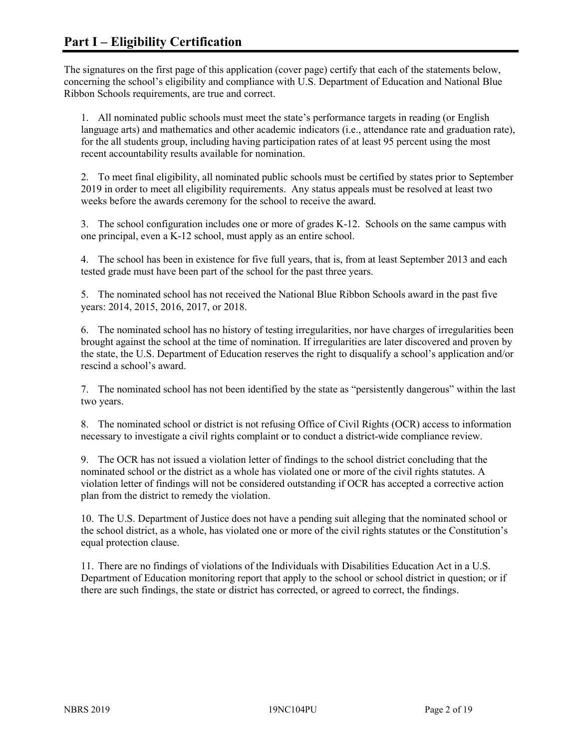# Part I – Eligibility Certification

The signatures on the first page of this application (cover page) certify that each of the statements below, concerning the school's eligibility and compliance with U.S. Department of Education and National Blue Ribbon Schools requirements, are true and correct.

1. All nominated public schools must meet the state's performance targets in reading (or English language arts) and mathematics and other academic indicators (i.e., attendance rate and graduation rate), for the all students group, including having participation rates of at least 95 percent using the most recent accountability results available for nomination.

2. To meet final eligibility, all nominated public schools must be certified by states prior to September 2019 in order to meet all eligibility requirements. Any status appeals must be resolved at least two weeks before the awards ceremony for the school to receive the award.

3. The school configuration includes one or more of grades K-12. Schools on the same campus with one principal, even a K-12 school, must apply as an entire school.

4. The school has been in existence for five full years, that is, from at least September 2013 and each tested grade must have been part of the school for the past three years.

5. The nominated school has not received the National Blue Ribbon Schools award in the past five years: 2014, 2015, 2016, 2017, or 2018.

6. The nominated school has no history of testing irregularities, nor have charges of irregularities been brought against the school at the time of nomination. If irregularities are later discovered and proven by the state, the U.S. Department of Education reserves the right to disqualify a school's application and/or rescind a school's award.

7. The nominated school has not been identified by the state as "persistently dangerous" within the last two years.

8. The nominated school or district is not refusing Office of Civil Rights (OCR) access to information necessary to investigate a civil rights complaint or to conduct a district-wide compliance review.

9. The OCR has not issued a violation letter of findings to the school district concluding that the nominated school or the district as a whole has violated one or more of the civil rights statutes. A violation letter of findings will not be considered outstanding if OCR has accepted a corrective action plan from the district to remedy the violation.

10. The U.S. Department of Justice does not have a pending suit alleging that the nominated school or the school district, as a whole, has violated one or more of the civil rights statutes or the Constitution's equal protection clause.

11. There are no findings of violations of the Individuals with Disabilities Education Act in a U.S. Department of Education monitoring report that apply to the school or school district in question; or if there are such findings, the state or district has corrected, or agreed to correct, the findings.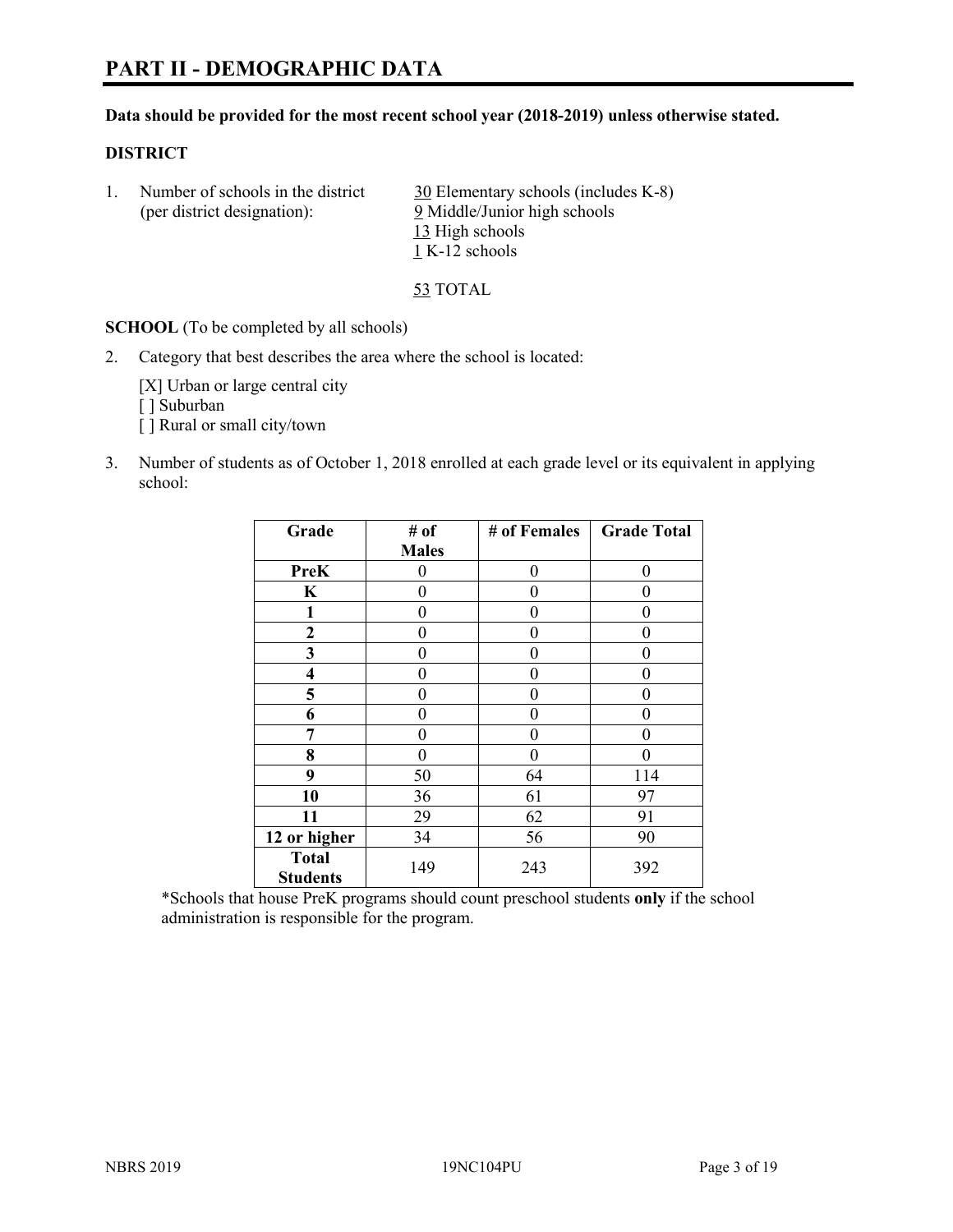# PART II - DEMOGRAPHIC DATA

**Data should be provided for the most recent school year (2018-2019) unless otherwise stated.**

**DISTRICT**

1. Number of schools in the district (per district designation):
   30 Elementary schools (includes K-8)
   9 Middle/Junior high schools
   13 High schools
   1 K-12 schools

   53 TOTAL

**SCHOOL** (To be completed by all schools)

2. Category that best describes the area where the school is located:

   [X] Urban or large central city
   [ ] Suburban
   [ ] Rural or small city/town

3. Number of students as of October 1, 2018 enrolled at each grade level or its equivalent in applying school:

| Grade | # of Males | # of Females | Grade Total |
|---|---|---|---|
| **PreK** | 0 | 0 | 0 |
| **K** | 0 | 0 | 0 |
| **1** | 0 | 0 | 0 |
| **2** | 0 | 0 | 0 |
| **3** | 0 | 0 | 0 |
| **4** | 0 | 0 | 0 |
| **5** | 0 | 0 | 0 |
| **6** | 0 | 0 | 0 |
| **7** | 0 | 0 | 0 |
| **8** | 0 | 0 | 0 |
| **9** | 50 | 64 | 114 |
| **10** | 36 | 61 | 97 |
| **11** | 29 | 62 | 91 |
| **12 or higher** | 34 | 56 | 90 |
| **Total Students** | 149 | 243 | 392 |

*Schools that house PreK programs should count preschool students **only** if the school administration is responsible for the program.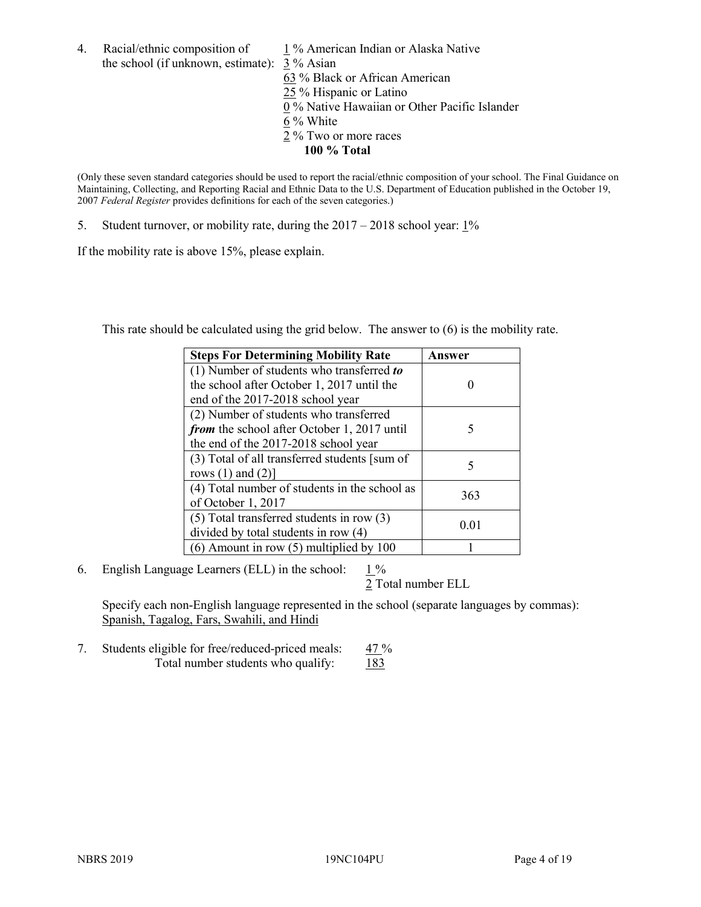4. Racial/ethnic composition of the school (if unknown, estimate):
   1 % American Indian or Alaska Native
   3 % Asian
   63 % Black or African American
   25 % Hispanic or Latino
   0 % Native Hawaiian or Other Pacific Islander
   6 % White
   2 % Two or more races
   **100 % Total**

(Only these seven standard categories should be used to report the racial/ethnic composition of your school. The Final Guidance on Maintaining, Collecting, and Reporting Racial and Ethnic Data to the U.S. Department of Education published in the October 19, 2007 *Federal Register* provides definitions for each of the seven categories.)

5. Student turnover, or mobility rate, during the 2017 – 2018 school year: 1%

If the mobility rate is above 15%, please explain.

This rate should be calculated using the grid below. The answer to (6) is the mobility rate.

| **Steps For Determining Mobility Rate** | **Answer** |
|---|---|
| (1) Number of students who transferred ***to*** the school after October 1, 2017 until the end of the 2017-2018 school year | 0 |
| (2) Number of students who transferred ***from*** the school after October 1, 2017 until the end of the 2017-2018 school year | 5 |
| (3) Total of all transferred students [sum of rows (1) and (2)] | 5 |
| (4) Total number of students in the school as of October 1, 2017 | 363 |
| (5) Total transferred students in row (3) divided by total students in row (4) | 0.01 |
| (6) Amount in row (5) multiplied by 100 | 1 |

6. English Language Learners (ELL) in the school: 1 %
   2 Total number ELL

   Specify each non-English language represented in the school (separate languages by commas): Spanish, Tagalog, Fars, Swahili, and Hindi

7. Students eligible for free/reduced-priced meals: 47 %
   Total number students who qualify: 183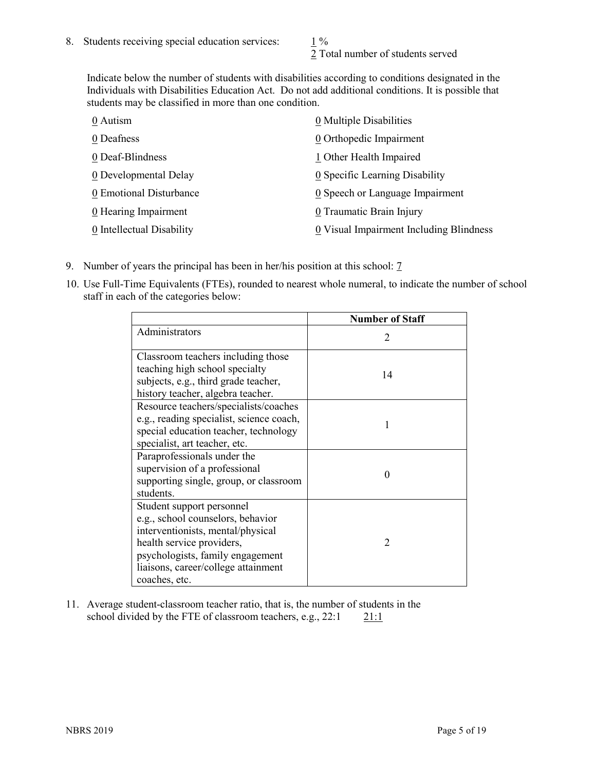8. Students receiving special education services: 1 %
   2 Total number of students served

   Indicate below the number of students with disabilities according to conditions designated in the Individuals with Disabilities Education Act. Do not add additional conditions. It is possible that students may be classified in more than one condition.

   0 Autism
   0 Deafness
   0 Deaf-Blindness
   0 Developmental Delay
   0 Emotional Disturbance
   0 Hearing Impairment
   0 Intellectual Disability
   0 Multiple Disabilities
   0 Orthopedic Impairment
   1 Other Health Impaired
   0 Specific Learning Disability
   0 Speech or Language Impairment
   0 Traumatic Brain Injury
   0 Visual Impairment Including Blindness

9. Number of years the principal has been in her/his position at this school: 7

10. Use Full-Time Equivalents (FTEs), rounded to nearest whole numeral, to indicate the number of school staff in each of the categories below:

| | Number of Staff |
|---|---|
| Administrators | 2 |
| Classroom teachers including those teaching high school specialty subjects, e.g., third grade teacher, history teacher, algebra teacher. | 14 |
| Resource teachers/specialists/coaches e.g., reading specialist, science coach, special education teacher, technology specialist, art teacher, etc. | 1 |
| Paraprofessionals under the supervision of a professional supporting single, group, or classroom students. | 0 |
| Student support personnel e.g., school counselors, behavior interventionists, mental/physical health service providers, psychologists, family engagement liaisons, career/college attainment coaches, etc. | 2 |

11. Average student-classroom teacher ratio, that is, the number of students in the school divided by the FTE of classroom teachers, e.g., 22:1 21:1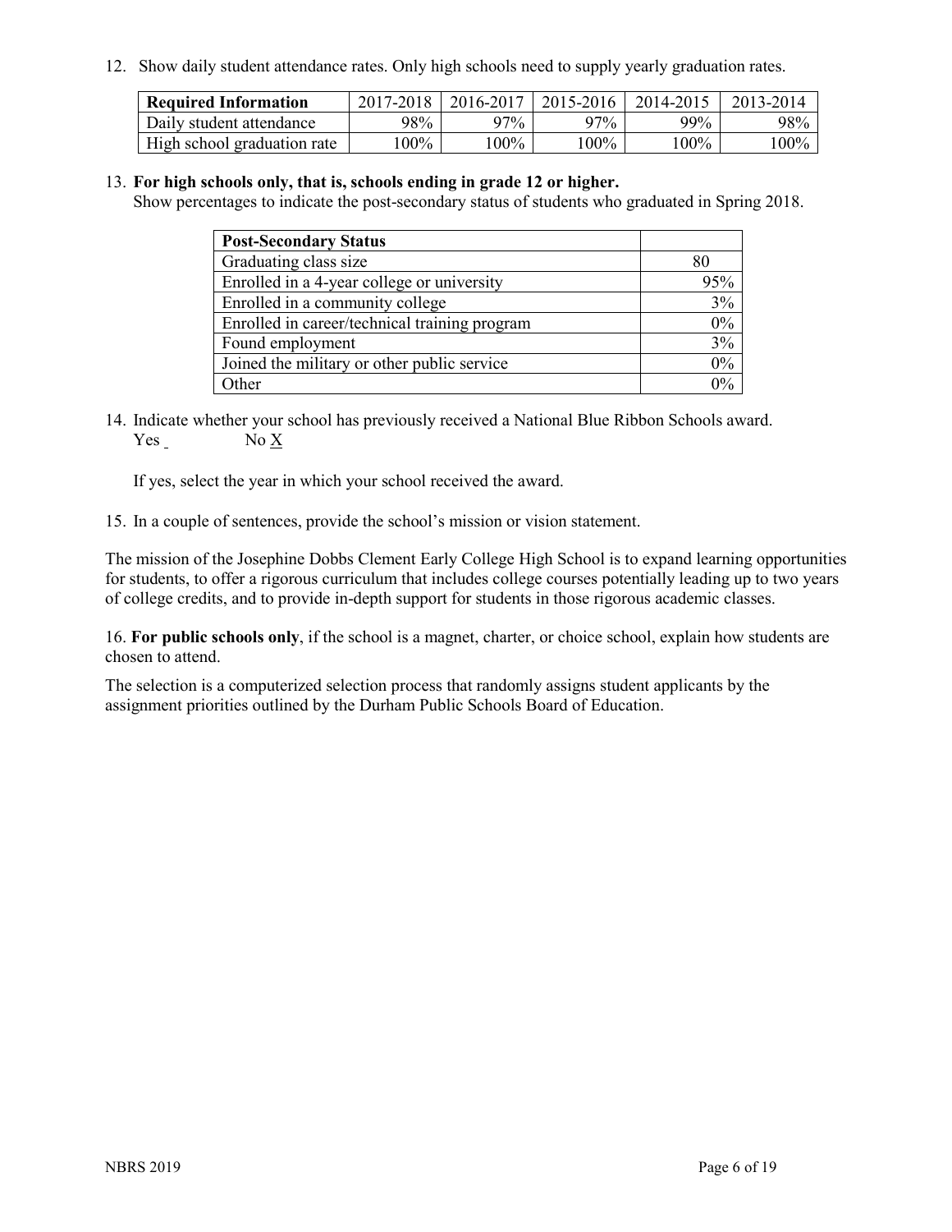12. Show daily student attendance rates. Only high schools need to supply yearly graduation rates.

| Required Information | 2017-2018 | 2016-2017 | 2015-2016 | 2014-2015 | 2013-2014 |
|---|---|---|---|---|---|
| Daily student attendance | 98% | 97% | 97% | 99% | 98% |
| High school graduation rate | 100% | 100% | 100% | 100% | 100% |

13. **For high schools only, that is, schools ending in grade 12 or higher.**
Show percentages to indicate the post-secondary status of students who graduated in Spring 2018.

| Post-Secondary Status | |
|---|---|
| Graduating class size | 80 |
| Enrolled in a 4-year college or university | 95% |
| Enrolled in a community college | 3% |
| Enrolled in career/technical training program | 0% |
| Found employment | 3% |
| Joined the military or other public service | 0% |
| Other | 0% |

14. Indicate whether your school has previously received a National Blue Ribbon Schools award.
Yes No X

If yes, select the year in which your school received the award.

15. In a couple of sentences, provide the school's mission or vision statement.

The mission of the Josephine Dobbs Clement Early College High School is to expand learning opportunities for students, to offer a rigorous curriculum that includes college courses potentially leading up to two years of college credits, and to provide in-depth support for students in those rigorous academic classes.

16. **For public schools only**, if the school is a magnet, charter, or choice school, explain how students are chosen to attend.

The selection is a computerized selection process that randomly assigns student applicants by the assignment priorities outlined by the Durham Public Schools Board of Education.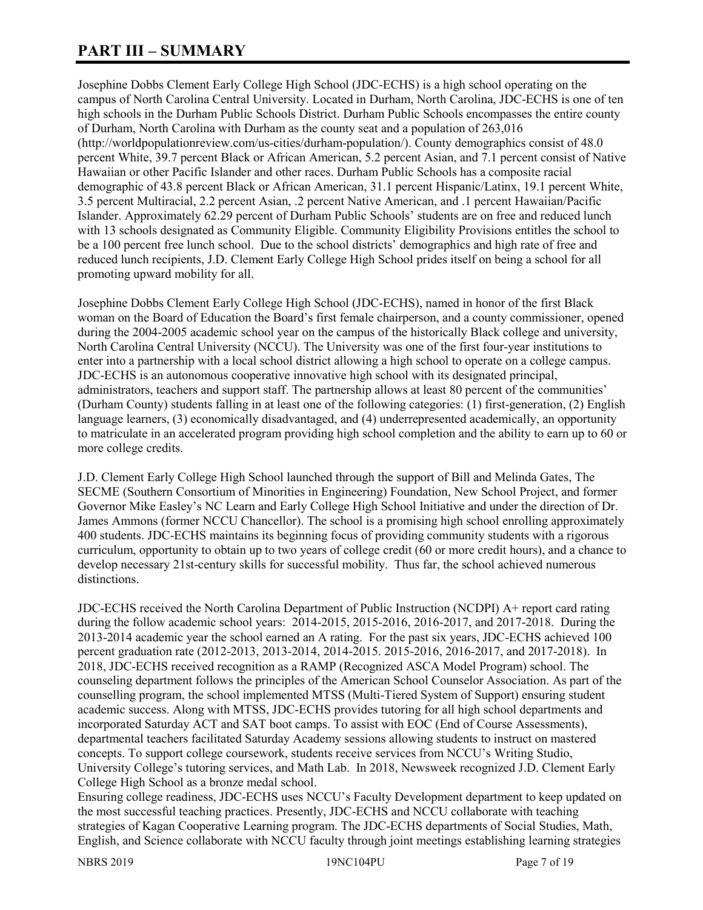# PART III – SUMMARY

Josephine Dobbs Clement Early College High School (JDC-ECHS) is a high school operating on the campus of North Carolina Central University. Located in Durham, North Carolina, JDC-ECHS is one of ten high schools in the Durham Public Schools District. Durham Public Schools encompasses the entire county of Durham, North Carolina with Durham as the county seat and a population of 263,016 (http://worldpopulationreview.com/us-cities/durham-population/). County demographics consist of 48.0 percent White, 39.7 percent Black or African American, 5.2 percent Asian, and 7.1 percent consist of Native Hawaiian or other Pacific Islander and other races. Durham Public Schools has a composite racial demographic of 43.8 percent Black or African American, 31.1 percent Hispanic/Latinx, 19.1 percent White, 3.5 percent Multiracial, 2.2 percent Asian, .2 percent Native American, and .1 percent Hawaiian/Pacific Islander. Approximately 62.29 percent of Durham Public Schools' students are on free and reduced lunch with 13 schools designated as Community Eligible. Community Eligibility Provisions entitles the school to be a 100 percent free lunch school. Due to the school districts' demographics and high rate of free and reduced lunch recipients, J.D. Clement Early College High School prides itself on being a school for all promoting upward mobility for all.

Josephine Dobbs Clement Early College High School (JDC-ECHS), named in honor of the first Black woman on the Board of Education the Board's first female chairperson, and a county commissioner, opened during the 2004-2005 academic school year on the campus of the historically Black college and university, North Carolina Central University (NCCU). The University was one of the first four-year institutions to enter into a partnership with a local school district allowing a high school to operate on a college campus. JDC-ECHS is an autonomous cooperative innovative high school with its designated principal, administrators, teachers and support staff. The partnership allows at least 80 percent of the communities' (Durham County) students falling in at least one of the following categories: (1) first-generation, (2) English language learners, (3) economically disadvantaged, and (4) underrepresented academically, an opportunity to matriculate in an accelerated program providing high school completion and the ability to earn up to 60 or more college credits.

J.D. Clement Early College High School launched through the support of Bill and Melinda Gates, The SECME (Southern Consortium of Minorities in Engineering) Foundation, New School Project, and former Governor Mike Easley's NC Learn and Early College High School Initiative and under the direction of Dr. James Ammons (former NCCU Chancellor). The school is a promising high school enrolling approximately 400 students. JDC-ECHS maintains its beginning focus of providing community students with a rigorous curriculum, opportunity to obtain up to two years of college credit (60 or more credit hours), and a chance to develop necessary 21st-century skills for successful mobility. Thus far, the school achieved numerous distinctions.

JDC-ECHS received the North Carolina Department of Public Instruction (NCDPI) A+ report card rating during the follow academic school years: 2014-2015, 2015-2016, 2016-2017, and 2017-2018. During the 2013-2014 academic year the school earned an A rating. For the past six years, JDC-ECHS achieved 100 percent graduation rate (2012-2013, 2013-2014, 2014-2015. 2015-2016, 2016-2017, and 2017-2018). In 2018, JDC-ECHS received recognition as a RAMP (Recognized ASCA Model Program) school. The counseling department follows the principles of the American School Counselor Association. As part of the counselling program, the school implemented MTSS (Multi-Tiered System of Support) ensuring student academic success. Along with MTSS, JDC-ECHS provides tutoring for all high school departments and incorporated Saturday ACT and SAT boot camps. To assist with EOC (End of Course Assessments), departmental teachers facilitated Saturday Academy sessions allowing students to instruct on mastered concepts. To support college coursework, students receive services from NCCU's Writing Studio, University College's tutoring services, and Math Lab. In 2018, Newsweek recognized J.D. Clement Early College High School as a bronze medal school.

Ensuring college readiness, JDC-ECHS uses NCCU's Faculty Development department to keep updated on the most successful teaching practices. Presently, JDC-ECHS and NCCU collaborate with teaching strategies of Kagan Cooperative Learning program. The JDC-ECHS departments of Social Studies, Math, English, and Science collaborate with NCCU faculty through joint meetings establishing learning strategies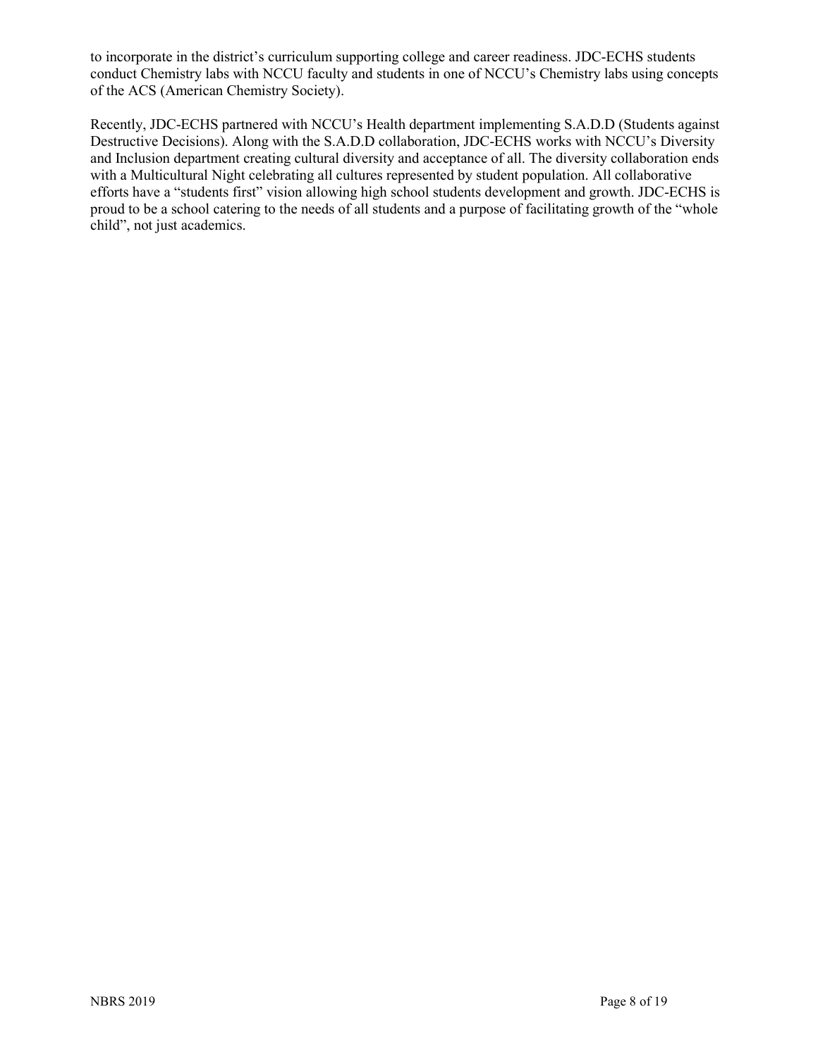to incorporate in the district's curriculum supporting college and career readiness. JDC-ECHS students conduct Chemistry labs with NCCU faculty and students in one of NCCU's Chemistry labs using concepts of the ACS (American Chemistry Society).

Recently, JDC-ECHS partnered with NCCU's Health department implementing S.A.D.D (Students against Destructive Decisions). Along with the S.A.D.D collaboration, JDC-ECHS works with NCCU's Diversity and Inclusion department creating cultural diversity and acceptance of all. The diversity collaboration ends with a Multicultural Night celebrating all cultures represented by student population. All collaborative efforts have a "students first" vision allowing high school students development and growth. JDC-ECHS is proud to be a school catering to the needs of all students and a purpose of facilitating growth of the "whole child", not just academics.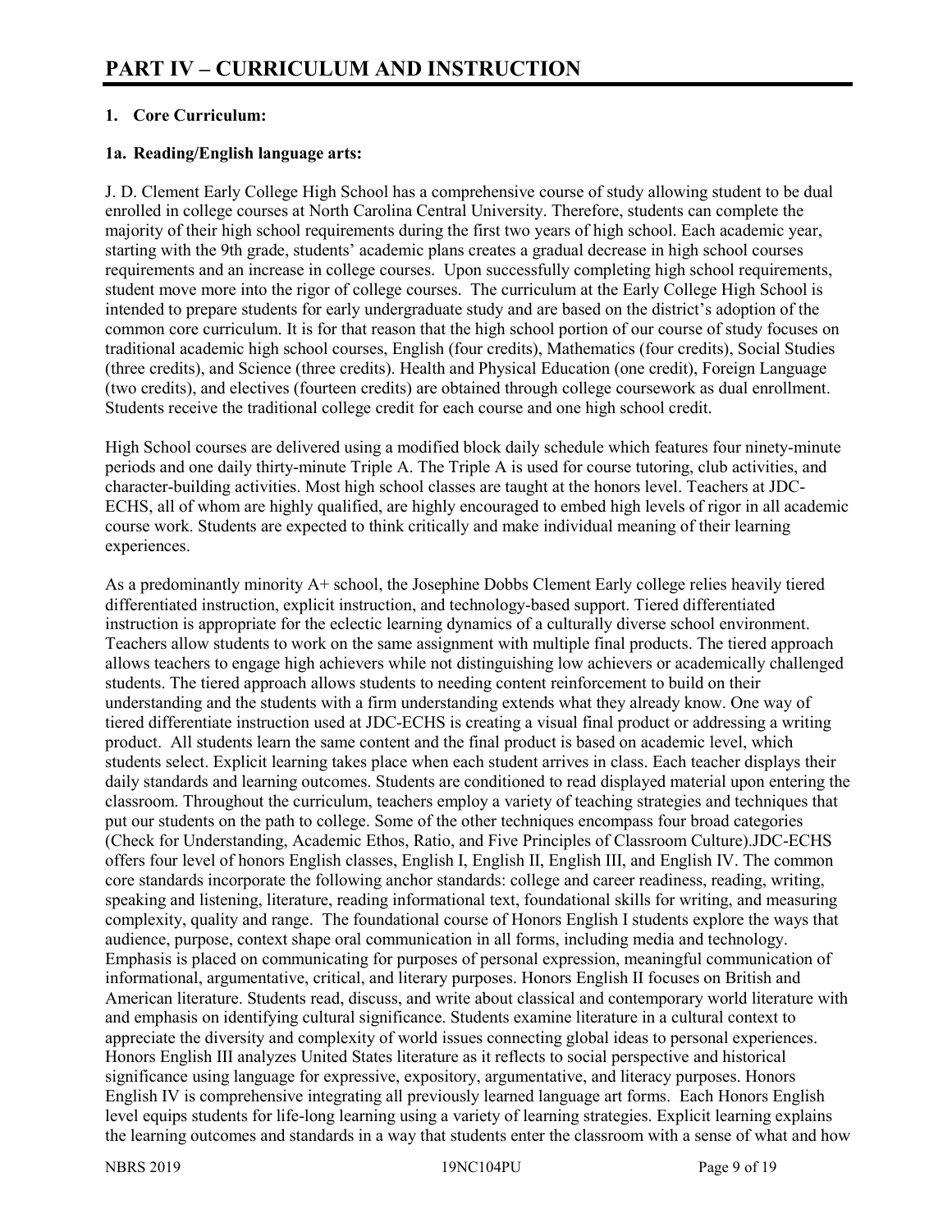# PART IV – CURRICULUM AND INSTRUCTION

## 1. Core Curriculum:

### 1a. Reading/English language arts:

J. D. Clement Early College High School has a comprehensive course of study allowing student to be dual enrolled in college courses at North Carolina Central University. Therefore, students can complete the majority of their high school requirements during the first two years of high school. Each academic year, starting with the 9th grade, students' academic plans creates a gradual decrease in high school courses requirements and an increase in college courses. Upon successfully completing high school requirements, student move more into the rigor of college courses. The curriculum at the Early College High School is intended to prepare students for early undergraduate study and are based on the district's adoption of the common core curriculum. It is for that reason that the high school portion of our course of study focuses on traditional academic high school courses, English (four credits), Mathematics (four credits), Social Studies (three credits), and Science (three credits). Health and Physical Education (one credit), Foreign Language (two credits), and electives (fourteen credits) are obtained through college coursework as dual enrollment. Students receive the traditional college credit for each course and one high school credit.

High School courses are delivered using a modified block daily schedule which features four ninety-minute periods and one daily thirty-minute Triple A. The Triple A is used for course tutoring, club activities, and character-building activities. Most high school classes are taught at the honors level. Teachers at JDC-ECHS, all of whom are highly qualified, are highly encouraged to embed high levels of rigor in all academic course work. Students are expected to think critically and make individual meaning of their learning experiences.

As a predominantly minority A+ school, the Josephine Dobbs Clement Early college relies heavily tiered differentiated instruction, explicit instruction, and technology-based support. Tiered differentiated instruction is appropriate for the eclectic learning dynamics of a culturally diverse school environment. Teachers allow students to work on the same assignment with multiple final products. The tiered approach allows teachers to engage high achievers while not distinguishing low achievers or academically challenged students. The tiered approach allows students to needing content reinforcement to build on their understanding and the students with a firm understanding extends what they already know. One way of tiered differentiate instruction used at JDC-ECHS is creating a visual final product or addressing a writing product. All students learn the same content and the final product is based on academic level, which students select. Explicit learning takes place when each student arrives in class. Each teacher displays their daily standards and learning outcomes. Students are conditioned to read displayed material upon entering the classroom. Throughout the curriculum, teachers employ a variety of teaching strategies and techniques that put our students on the path to college. Some of the other techniques encompass four broad categories (Check for Understanding, Academic Ethos, Ratio, and Five Principles of Classroom Culture).JDC-ECHS offers four level of honors English classes, English I, English II, English III, and English IV. The common core standards incorporate the following anchor standards: college and career readiness, reading, writing, speaking and listening, literature, reading informational text, foundational skills for writing, and measuring complexity, quality and range. The foundational course of Honors English I students explore the ways that audience, purpose, context shape oral communication in all forms, including media and technology. Emphasis is placed on communicating for purposes of personal expression, meaningful communication of informational, argumentative, critical, and literary purposes. Honors English II focuses on British and American literature. Students read, discuss, and write about classical and contemporary world literature with and emphasis on identifying cultural significance. Students examine literature in a cultural context to appreciate the diversity and complexity of world issues connecting global ideas to personal experiences. Honors English III analyzes United States literature as it reflects to social perspective and historical significance using language for expressive, expository, argumentative, and literacy purposes. Honors English IV is comprehensive integrating all previously learned language art forms. Each Honors English level equips students for life-long learning using a variety of learning strategies. Explicit learning explains the learning outcomes and standards in a way that students enter the classroom with a sense of what and how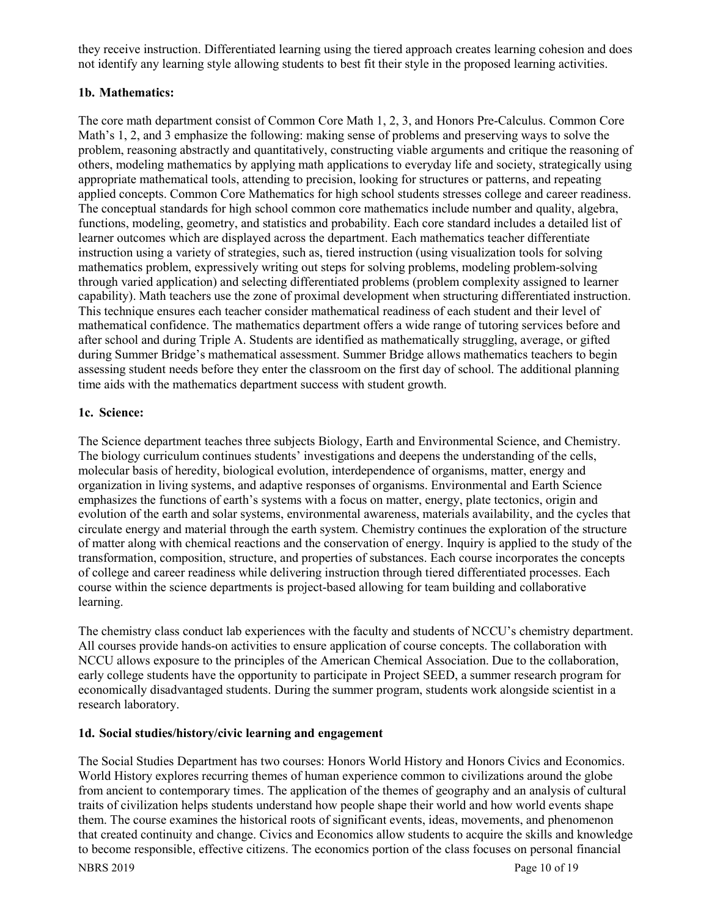they receive instruction. Differentiated learning using the tiered approach creates learning cohesion and does not identify any learning style allowing students to best fit their style in the proposed learning activities.

### 1b. Mathematics:

The core math department consist of Common Core Math 1, 2, 3, and Honors Pre-Calculus. Common Core Math's 1, 2, and 3 emphasize the following: making sense of problems and preserving ways to solve the problem, reasoning abstractly and quantitatively, constructing viable arguments and critique the reasoning of others, modeling mathematics by applying math applications to everyday life and society, strategically using appropriate mathematical tools, attending to precision, looking for structures or patterns, and repeating applied concepts. Common Core Mathematics for high school students stresses college and career readiness. The conceptual standards for high school common core mathematics include number and quality, algebra, functions, modeling, geometry, and statistics and probability. Each core standard includes a detailed list of learner outcomes which are displayed across the department. Each mathematics teacher differentiate instruction using a variety of strategies, such as, tiered instruction (using visualization tools for solving mathematics problem, expressively writing out steps for solving problems, modeling problem-solving through varied application) and selecting differentiated problems (problem complexity assigned to learner capability). Math teachers use the zone of proximal development when structuring differentiated instruction. This technique ensures each teacher consider mathematical readiness of each student and their level of mathematical confidence. The mathematics department offers a wide range of tutoring services before and after school and during Triple A. Students are identified as mathematically struggling, average, or gifted during Summer Bridge's mathematical assessment. Summer Bridge allows mathematics teachers to begin assessing student needs before they enter the classroom on the first day of school. The additional planning time aids with the mathematics department success with student growth.

### 1c. Science:

The Science department teaches three subjects Biology, Earth and Environmental Science, and Chemistry. The biology curriculum continues students' investigations and deepens the understanding of the cells, molecular basis of heredity, biological evolution, interdependence of organisms, matter, energy and organization in living systems, and adaptive responses of organisms. Environmental and Earth Science emphasizes the functions of earth's systems with a focus on matter, energy, plate tectonics, origin and evolution of the earth and solar systems, environmental awareness, materials availability, and the cycles that circulate energy and material through the earth system. Chemistry continues the exploration of the structure of matter along with chemical reactions and the conservation of energy. Inquiry is applied to the study of the transformation, composition, structure, and properties of substances. Each course incorporates the concepts of college and career readiness while delivering instruction through tiered differentiated processes. Each course within the science departments is project-based allowing for team building and collaborative learning.

The chemistry class conduct lab experiences with the faculty and students of NCCU's chemistry department. All courses provide hands-on activities to ensure application of course concepts. The collaboration with NCCU allows exposure to the principles of the American Chemical Association. Due to the collaboration, early college students have the opportunity to participate in Project SEED, a summer research program for economically disadvantaged students. During the summer program, students work alongside scientist in a research laboratory.

### 1d. Social studies/history/civic learning and engagement

The Social Studies Department has two courses: Honors World History and Honors Civics and Economics. World History explores recurring themes of human experience common to civilizations around the globe from ancient to contemporary times. The application of the themes of geography and an analysis of cultural traits of civilization helps students understand how people shape their world and how world events shape them. The course examines the historical roots of significant events, ideas, movements, and phenomenon that created continuity and change. Civics and Economics allow students to acquire the skills and knowledge to become responsible, effective citizens. The economics portion of the class focuses on personal financial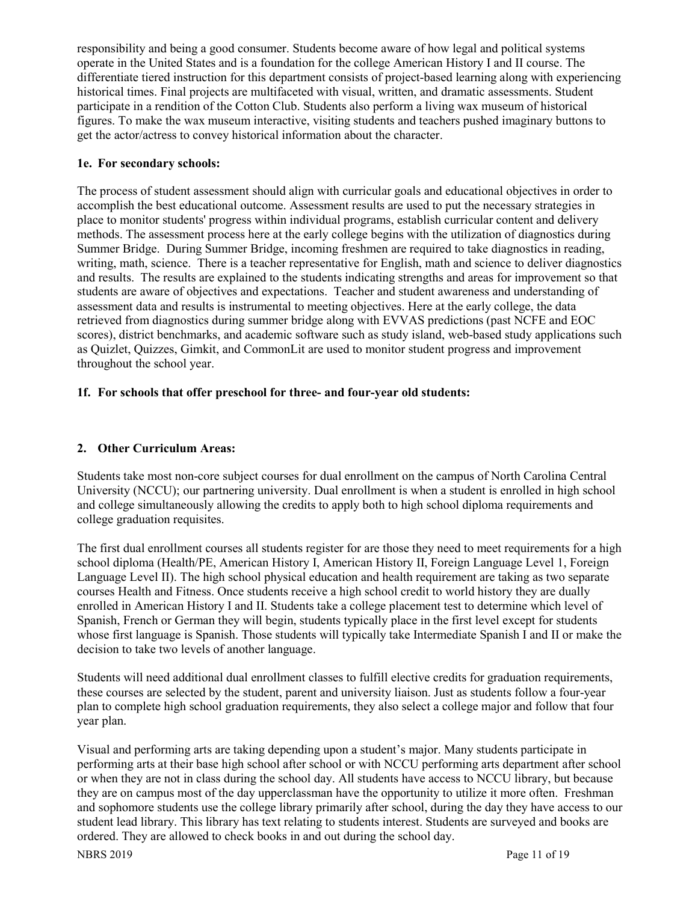responsibility and being a good consumer. Students become aware of how legal and political systems operate in the United States and is a foundation for the college American History I and II course. The differentiate tiered instruction for this department consists of project-based learning along with experiencing historical times. Final projects are multifaceted with visual, written, and dramatic assessments. Student participate in a rendition of the Cotton Club. Students also perform a living wax museum of historical figures. To make the wax museum interactive, visiting students and teachers pushed imaginary buttons to get the actor/actress to convey historical information about the character.

### 1e. For secondary schools:

The process of student assessment should align with curricular goals and educational objectives in order to accomplish the best educational outcome. Assessment results are used to put the necessary strategies in place to monitor students' progress within individual programs, establish curricular content and delivery methods. The assessment process here at the early college begins with the utilization of diagnostics during Summer Bridge. During Summer Bridge, incoming freshmen are required to take diagnostics in reading, writing, math, science. There is a teacher representative for English, math and science to deliver diagnostics and results. The results are explained to the students indicating strengths and areas for improvement so that students are aware of objectives and expectations. Teacher and student awareness and understanding of assessment data and results is instrumental to meeting objectives. Here at the early college, the data retrieved from diagnostics during summer bridge along with EVVAS predictions (past NCFE and EOC scores), district benchmarks, and academic software such as study island, web-based study applications such as Quizlet, Quizzes, Gimkit, and CommonLit are used to monitor student progress and improvement throughout the school year.

### 1f. For schools that offer preschool for three- and four-year old students:

## 2. Other Curriculum Areas:

Students take most non-core subject courses for dual enrollment on the campus of North Carolina Central University (NCCU); our partnering university. Dual enrollment is when a student is enrolled in high school and college simultaneously allowing the credits to apply both to high school diploma requirements and college graduation requisites.

The first dual enrollment courses all students register for are those they need to meet requirements for a high school diploma (Health/PE, American History I, American History II, Foreign Language Level 1, Foreign Language Level II). The high school physical education and health requirement are taking as two separate courses Health and Fitness. Once students receive a high school credit to world history they are dually enrolled in American History I and II. Students take a college placement test to determine which level of Spanish, French or German they will begin, students typically place in the first level except for students whose first language is Spanish. Those students will typically take Intermediate Spanish I and II or make the decision to take two levels of another language.

Students will need additional dual enrollment classes to fulfill elective credits for graduation requirements, these courses are selected by the student, parent and university liaison. Just as students follow a four-year plan to complete high school graduation requirements, they also select a college major and follow that four year plan.

Visual and performing arts are taking depending upon a student's major. Many students participate in performing arts at their base high school after school or with NCCU performing arts department after school or when they are not in class during the school day. All students have access to NCCU library, but because they are on campus most of the day upperclassman have the opportunity to utilize it more often. Freshman and sophomore students use the college library primarily after school, during the day they have access to our student lead library. This library has text relating to students interest. Students are surveyed and books are ordered. They are allowed to check books in and out during the school day.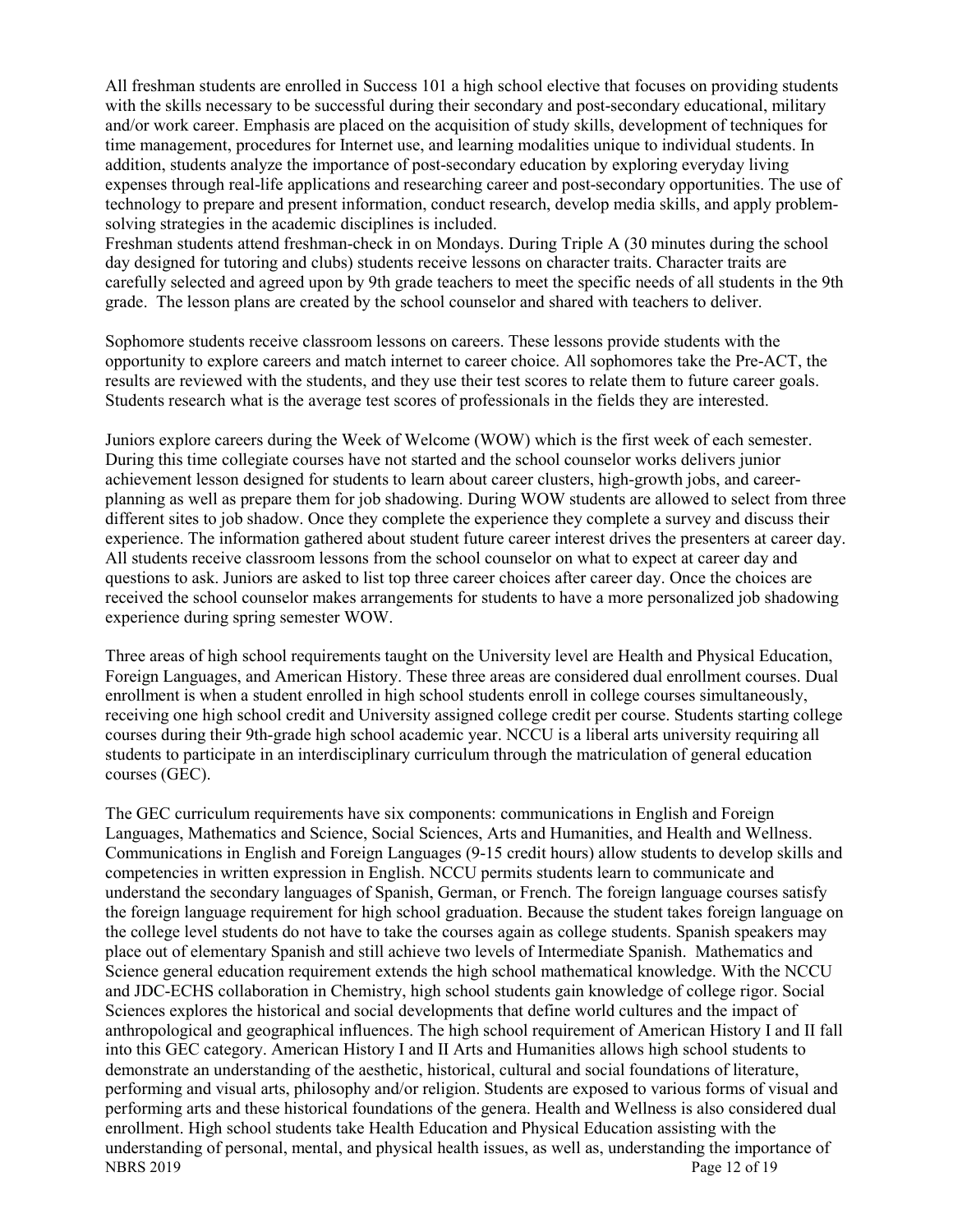All freshman students are enrolled in Success 101 a high school elective that focuses on providing students with the skills necessary to be successful during their secondary and post-secondary educational, military and/or work career. Emphasis are placed on the acquisition of study skills, development of techniques for time management, procedures for Internet use, and learning modalities unique to individual students. In addition, students analyze the importance of post-secondary education by exploring everyday living expenses through real-life applications and researching career and post-secondary opportunities. The use of technology to prepare and present information, conduct research, develop media skills, and apply problem-solving strategies in the academic disciplines is included.
Freshman students attend freshman-check in on Mondays. During Triple A (30 minutes during the school day designed for tutoring and clubs) students receive lessons on character traits. Character traits are carefully selected and agreed upon by 9th grade teachers to meet the specific needs of all students in the 9th grade. The lesson plans are created by the school counselor and shared with teachers to deliver.

Sophomore students receive classroom lessons on careers. These lessons provide students with the opportunity to explore careers and match internet to career choice. All sophomores take the Pre-ACT, the results are reviewed with the students, and they use their test scores to relate them to future career goals. Students research what is the average test scores of professionals in the fields they are interested.

Juniors explore careers during the Week of Welcome (WOW) which is the first week of each semester. During this time collegiate courses have not started and the school counselor works delivers junior achievement lesson designed for students to learn about career clusters, high-growth jobs, and career-planning as well as prepare them for job shadowing. During WOW students are allowed to select from three different sites to job shadow. Once they complete the experience they complete a survey and discuss their experience. The information gathered about student future career interest drives the presenters at career day. All students receive classroom lessons from the school counselor on what to expect at career day and questions to ask. Juniors are asked to list top three career choices after career day. Once the choices are received the school counselor makes arrangements for students to have a more personalized job shadowing experience during spring semester WOW.

Three areas of high school requirements taught on the University level are Health and Physical Education, Foreign Languages, and American History. These three areas are considered dual enrollment courses. Dual enrollment is when a student enrolled in high school students enroll in college courses simultaneously, receiving one high school credit and University assigned college credit per course. Students starting college courses during their 9th-grade high school academic year. NCCU is a liberal arts university requiring all students to participate in an interdisciplinary curriculum through the matriculation of general education courses (GEC).

The GEC curriculum requirements have six components: communications in English and Foreign Languages, Mathematics and Science, Social Sciences, Arts and Humanities, and Health and Wellness. Communications in English and Foreign Languages (9-15 credit hours) allow students to develop skills and competencies in written expression in English. NCCU permits students learn to communicate and understand the secondary languages of Spanish, German, or French. The foreign language courses satisfy the foreign language requirement for high school graduation. Because the student takes foreign language on the college level students do not have to take the courses again as college students. Spanish speakers may place out of elementary Spanish and still achieve two levels of Intermediate Spanish. Mathematics and Science general education requirement extends the high school mathematical knowledge. With the NCCU and JDC-ECHS collaboration in Chemistry, high school students gain knowledge of college rigor. Social Sciences explores the historical and social developments that define world cultures and the impact of anthropological and geographical influences. The high school requirement of American History I and II fall into this GEC category. American History I and II Arts and Humanities allows high school students to demonstrate an understanding of the aesthetic, historical, cultural and social foundations of literature, performing and visual arts, philosophy and/or religion. Students are exposed to various forms of visual and performing arts and these historical foundations of the genera. Health and Wellness is also considered dual enrollment. High school students take Health Education and Physical Education assisting with the understanding of personal, mental, and physical health issues, as well as, understanding the importance of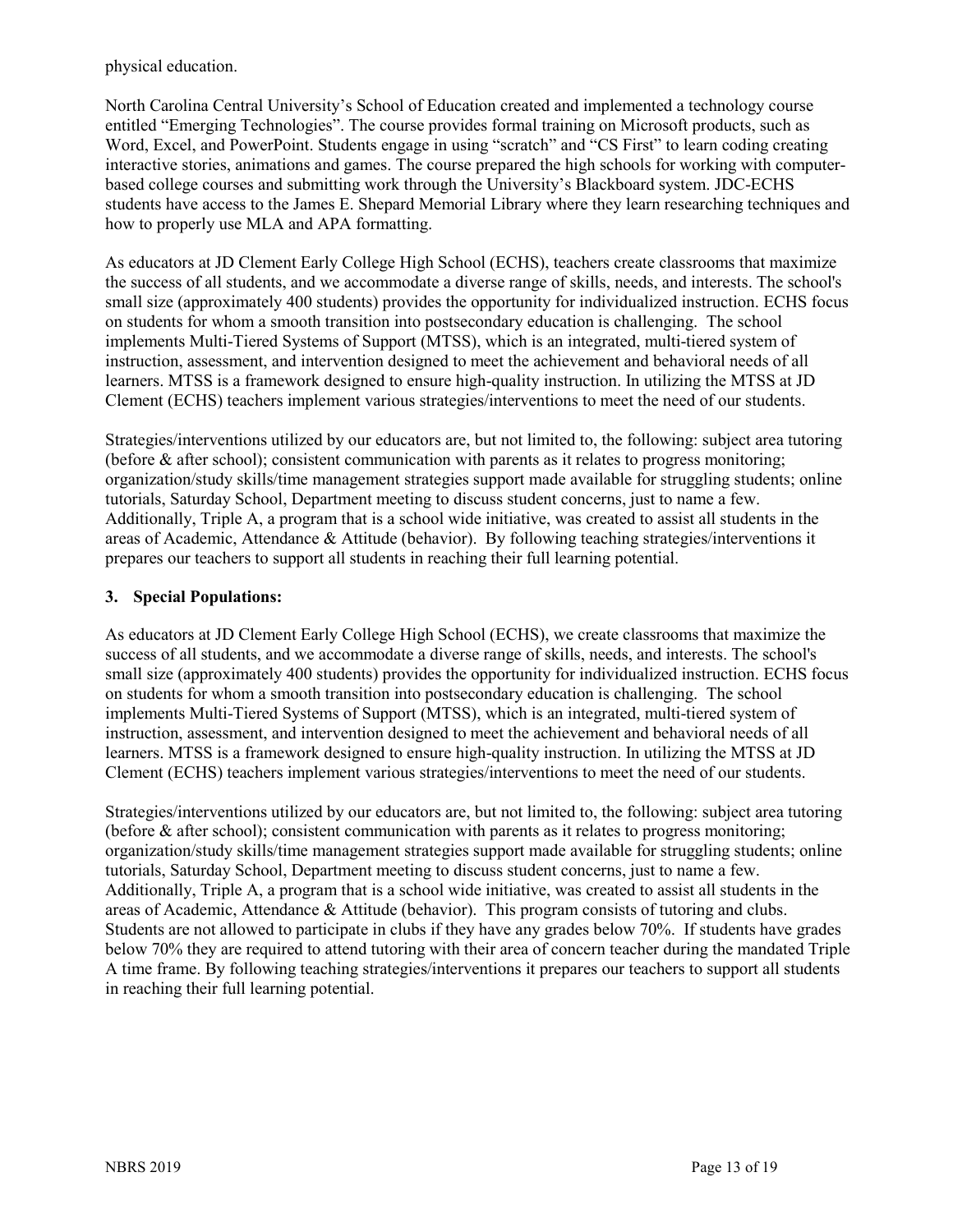physical education.

North Carolina Central University's School of Education created and implemented a technology course entitled "Emerging Technologies". The course provides formal training on Microsoft products, such as Word, Excel, and PowerPoint. Students engage in using "scratch" and "CS First" to learn coding creating interactive stories, animations and games. The course prepared the high schools for working with computer-based college courses and submitting work through the University's Blackboard system. JDC-ECHS students have access to the James E. Shepard Memorial Library where they learn researching techniques and how to properly use MLA and APA formatting.

As educators at JD Clement Early College High School (ECHS), teachers create classrooms that maximize the success of all students, and we accommodate a diverse range of skills, needs, and interests. The school's small size (approximately 400 students) provides the opportunity for individualized instruction. ECHS focus on students for whom a smooth transition into postsecondary education is challenging. The school implements Multi-Tiered Systems of Support (MTSS), which is an integrated, multi-tiered system of instruction, assessment, and intervention designed to meet the achievement and behavioral needs of all learners. MTSS is a framework designed to ensure high-quality instruction. In utilizing the MTSS at JD Clement (ECHS) teachers implement various strategies/interventions to meet the need of our students.

Strategies/interventions utilized by our educators are, but not limited to, the following: subject area tutoring (before & after school); consistent communication with parents as it relates to progress monitoring; organization/study skills/time management strategies support made available for struggling students; online tutorials, Saturday School, Department meeting to discuss student concerns, just to name a few. Additionally, Triple A, a program that is a school wide initiative, was created to assist all students in the areas of Academic, Attendance & Attitude (behavior). By following teaching strategies/interventions it prepares our teachers to support all students in reaching their full learning potential.

## 3. Special Populations:

As educators at JD Clement Early College High School (ECHS), we create classrooms that maximize the success of all students, and we accommodate a diverse range of skills, needs, and interests. The school's small size (approximately 400 students) provides the opportunity for individualized instruction. ECHS focus on students for whom a smooth transition into postsecondary education is challenging. The school implements Multi-Tiered Systems of Support (MTSS), which is an integrated, multi-tiered system of instruction, assessment, and intervention designed to meet the achievement and behavioral needs of all learners. MTSS is a framework designed to ensure high-quality instruction. In utilizing the MTSS at JD Clement (ECHS) teachers implement various strategies/interventions to meet the need of our students.

Strategies/interventions utilized by our educators are, but not limited to, the following: subject area tutoring (before & after school); consistent communication with parents as it relates to progress monitoring; organization/study skills/time management strategies support made available for struggling students; online tutorials, Saturday School, Department meeting to discuss student concerns, just to name a few. Additionally, Triple A, a program that is a school wide initiative, was created to assist all students in the areas of Academic, Attendance & Attitude (behavior). This program consists of tutoring and clubs. Students are not allowed to participate in clubs if they have any grades below 70%. If students have grades below 70% they are required to attend tutoring with their area of concern teacher during the mandated Triple A time frame. By following teaching strategies/interventions it prepares our teachers to support all students in reaching their full learning potential.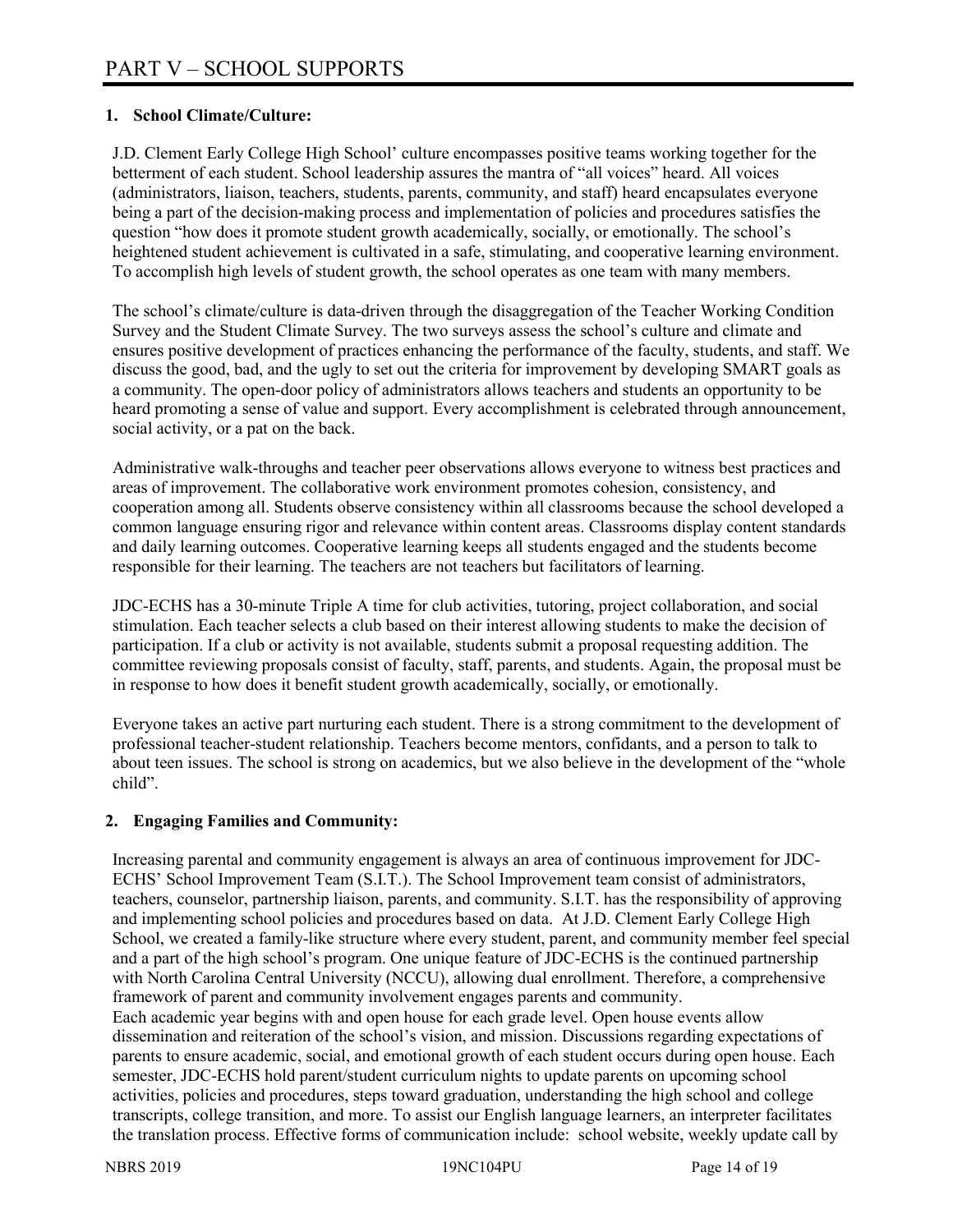# PART V – SCHOOL SUPPORTS

## 1. School Climate/Culture:

J.D. Clement Early College High School' culture encompasses positive teams working together for the betterment of each student. School leadership assures the mantra of "all voices" heard. All voices (administrators, liaison, teachers, students, parents, community, and staff) heard encapsulates everyone being a part of the decision-making process and implementation of policies and procedures satisfies the question "how does it promote student growth academically, socially, or emotionally. The school's heightened student achievement is cultivated in a safe, stimulating, and cooperative learning environment. To accomplish high levels of student growth, the school operates as one team with many members.

The school's climate/culture is data-driven through the disaggregation of the Teacher Working Condition Survey and the Student Climate Survey. The two surveys assess the school's culture and climate and ensures positive development of practices enhancing the performance of the faculty, students, and staff. We discuss the good, bad, and the ugly to set out the criteria for improvement by developing SMART goals as a community. The open-door policy of administrators allows teachers and students an opportunity to be heard promoting a sense of value and support. Every accomplishment is celebrated through announcement, social activity, or a pat on the back.

Administrative walk-throughs and teacher peer observations allows everyone to witness best practices and areas of improvement. The collaborative work environment promotes cohesion, consistency, and cooperation among all. Students observe consistency within all classrooms because the school developed a common language ensuring rigor and relevance within content areas. Classrooms display content standards and daily learning outcomes. Cooperative learning keeps all students engaged and the students become responsible for their learning. The teachers are not teachers but facilitators of learning.

JDC-ECHS has a 30-minute Triple A time for club activities, tutoring, project collaboration, and social stimulation. Each teacher selects a club based on their interest allowing students to make the decision of participation. If a club or activity is not available, students submit a proposal requesting addition. The committee reviewing proposals consist of faculty, staff, parents, and students. Again, the proposal must be in response to how does it benefit student growth academically, socially, or emotionally.

Everyone takes an active part nurturing each student. There is a strong commitment to the development of professional teacher-student relationship. Teachers become mentors, confidants, and a person to talk to about teen issues. The school is strong on academics, but we also believe in the development of the "whole child".

## 2. Engaging Families and Community:

Increasing parental and community engagement is always an area of continuous improvement for JDC-ECHS' School Improvement Team (S.I.T.). The School Improvement team consist of administrators, teachers, counselor, partnership liaison, parents, and community. S.I.T. has the responsibility of approving and implementing school policies and procedures based on data. At J.D. Clement Early College High School, we created a family-like structure where every student, parent, and community member feel special and a part of the high school's program. One unique feature of JDC-ECHS is the continued partnership with North Carolina Central University (NCCU), allowing dual enrollment. Therefore, a comprehensive framework of parent and community involvement engages parents and community.
Each academic year begins with and open house for each grade level. Open house events allow dissemination and reiteration of the school's vision, and mission. Discussions regarding expectations of parents to ensure academic, social, and emotional growth of each student occurs during open house. Each semester, JDC-ECHS hold parent/student curriculum nights to update parents on upcoming school activities, policies and procedures, steps toward graduation, understanding the high school and college transcripts, college transition, and more. To assist our English language learners, an interpreter facilitates the translation process. Effective forms of communication include: school website, weekly update call by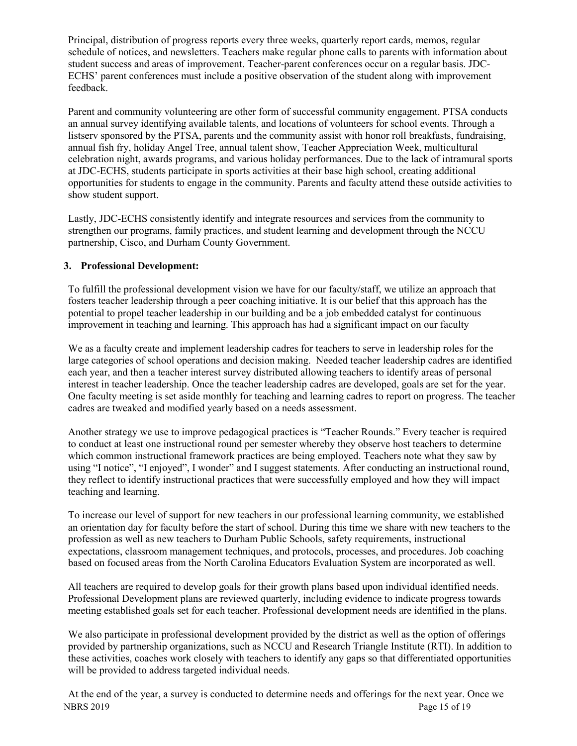Principal, distribution of progress reports every three weeks, quarterly report cards, memos, regular schedule of notices, and newsletters. Teachers make regular phone calls to parents with information about student success and areas of improvement. Teacher-parent conferences occur on a regular basis. JDC-ECHS' parent conferences must include a positive observation of the student along with improvement feedback.

Parent and community volunteering are other form of successful community engagement. PTSA conducts an annual survey identifying available talents, and locations of volunteers for school events. Through a listserv sponsored by the PTSA, parents and the community assist with honor roll breakfasts, fundraising, annual fish fry, holiday Angel Tree, annual talent show, Teacher Appreciation Week, multicultural celebration night, awards programs, and various holiday performances. Due to the lack of intramural sports at JDC-ECHS, students participate in sports activities at their base high school, creating additional opportunities for students to engage in the community. Parents and faculty attend these outside activities to show student support.

Lastly, JDC-ECHS consistently identify and integrate resources and services from the community to strengthen our programs, family practices, and student learning and development through the NCCU partnership, Cisco, and Durham County Government.

**3. Professional Development:**

To fulfill the professional development vision we have for our faculty/staff, we utilize an approach that fosters teacher leadership through a peer coaching initiative. It is our belief that this approach has the potential to propel teacher leadership in our building and be a job embedded catalyst for continuous improvement in teaching and learning. This approach has had a significant impact on our faculty

We as a faculty create and implement leadership cadres for teachers to serve in leadership roles for the large categories of school operations and decision making. Needed teacher leadership cadres are identified each year, and then a teacher interest survey distributed allowing teachers to identify areas of personal interest in teacher leadership. Once the teacher leadership cadres are developed, goals are set for the year. One faculty meeting is set aside monthly for teaching and learning cadres to report on progress. The teacher cadres are tweaked and modified yearly based on a needs assessment.

Another strategy we use to improve pedagogical practices is "Teacher Rounds." Every teacher is required to conduct at least one instructional round per semester whereby they observe host teachers to determine which common instructional framework practices are being employed. Teachers note what they saw by using "I notice", "I enjoyed", I wonder" and I suggest statements. After conducting an instructional round, they reflect to identify instructional practices that were successfully employed and how they will impact teaching and learning.

To increase our level of support for new teachers in our professional learning community, we established an orientation day for faculty before the start of school. During this time we share with new teachers to the profession as well as new teachers to Durham Public Schools, safety requirements, instructional expectations, classroom management techniques, and protocols, processes, and procedures. Job coaching based on focused areas from the North Carolina Educators Evaluation System are incorporated as well.

All teachers are required to develop goals for their growth plans based upon individual identified needs. Professional Development plans are reviewed quarterly, including evidence to indicate progress towards meeting established goals set for each teacher. Professional development needs are identified in the plans.

We also participate in professional development provided by the district as well as the option of offerings provided by partnership organizations, such as NCCU and Research Triangle Institute (RTI). In addition to these activities, coaches work closely with teachers to identify any gaps so that differentiated opportunities will be provided to address targeted individual needs.

At the end of the year, a survey is conducted to determine needs and offerings for the next year. Once we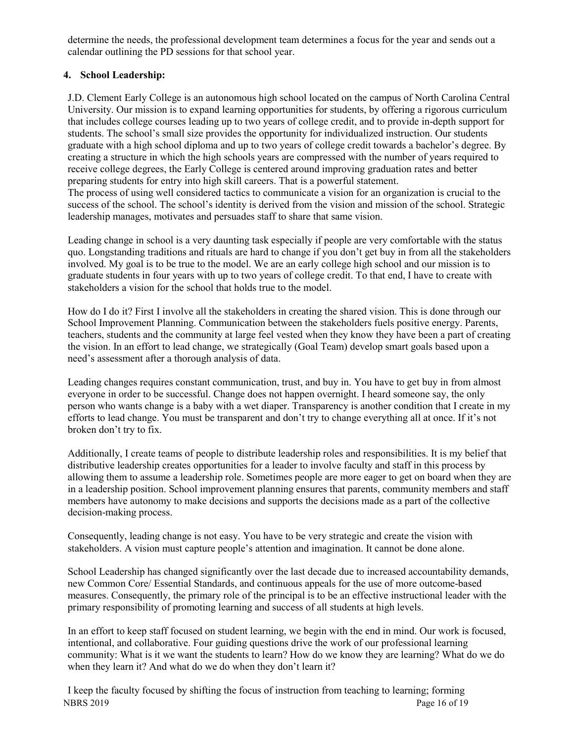determine the needs, the professional development team determines a focus for the year and sends out a calendar outlining the PD sessions for that school year.

**4. School Leadership:**

J.D. Clement Early College is an autonomous high school located on the campus of North Carolina Central University. Our mission is to expand learning opportunities for students, by offering a rigorous curriculum that includes college courses leading up to two years of college credit, and to provide in-depth support for students. The school's small size provides the opportunity for individualized instruction. Our students graduate with a high school diploma and up to two years of college credit towards a bachelor's degree. By creating a structure in which the high schools years are compressed with the number of years required to receive college degrees, the Early College is centered around improving graduation rates and better preparing students for entry into high skill careers. That is a powerful statement.
The process of using well considered tactics to communicate a vision for an organization is crucial to the success of the school. The school's identity is derived from the vision and mission of the school. Strategic leadership manages, motivates and persuades staff to share that same vision.

Leading change in school is a very daunting task especially if people are very comfortable with the status quo. Longstanding traditions and rituals are hard to change if you don't get buy in from all the stakeholders involved. My goal is to be true to the model. We are an early college high school and our mission is to graduate students in four years with up to two years of college credit. To that end, I have to create with stakeholders a vision for the school that holds true to the model.

How do I do it? First I involve all the stakeholders in creating the shared vision. This is done through our School Improvement Planning. Communication between the stakeholders fuels positive energy. Parents, teachers, students and the community at large feel vested when they know they have been a part of creating the vision. In an effort to lead change, we strategically (Goal Team) develop smart goals based upon a need's assessment after a thorough analysis of data.

Leading changes requires constant communication, trust, and buy in. You have to get buy in from almost everyone in order to be successful. Change does not happen overnight. I heard someone say, the only person who wants change is a baby with a wet diaper. Transparency is another condition that I create in my efforts to lead change. You must be transparent and don't try to change everything all at once. If it's not broken don't try to fix.

Additionally, I create teams of people to distribute leadership roles and responsibilities. It is my belief that distributive leadership creates opportunities for a leader to involve faculty and staff in this process by allowing them to assume a leadership role. Sometimes people are more eager to get on board when they are in a leadership position. School improvement planning ensures that parents, community members and staff members have autonomy to make decisions and supports the decisions made as a part of the collective decision-making process.

Consequently, leading change is not easy. You have to be very strategic and create the vision with stakeholders. A vision must capture people's attention and imagination. It cannot be done alone.

School Leadership has changed significantly over the last decade due to increased accountability demands, new Common Core/ Essential Standards, and continuous appeals for the use of more outcome-based measures. Consequently, the primary role of the principal is to be an effective instructional leader with the primary responsibility of promoting learning and success of all students at high levels.

In an effort to keep staff focused on student learning, we begin with the end in mind. Our work is focused, intentional, and collaborative. Four guiding questions drive the work of our professional learning community: What is it we want the students to learn? How do we know they are learning? What do we do when they learn it? And what do we do when they don't learn it?

I keep the faculty focused by shifting the focus of instruction from teaching to learning; forming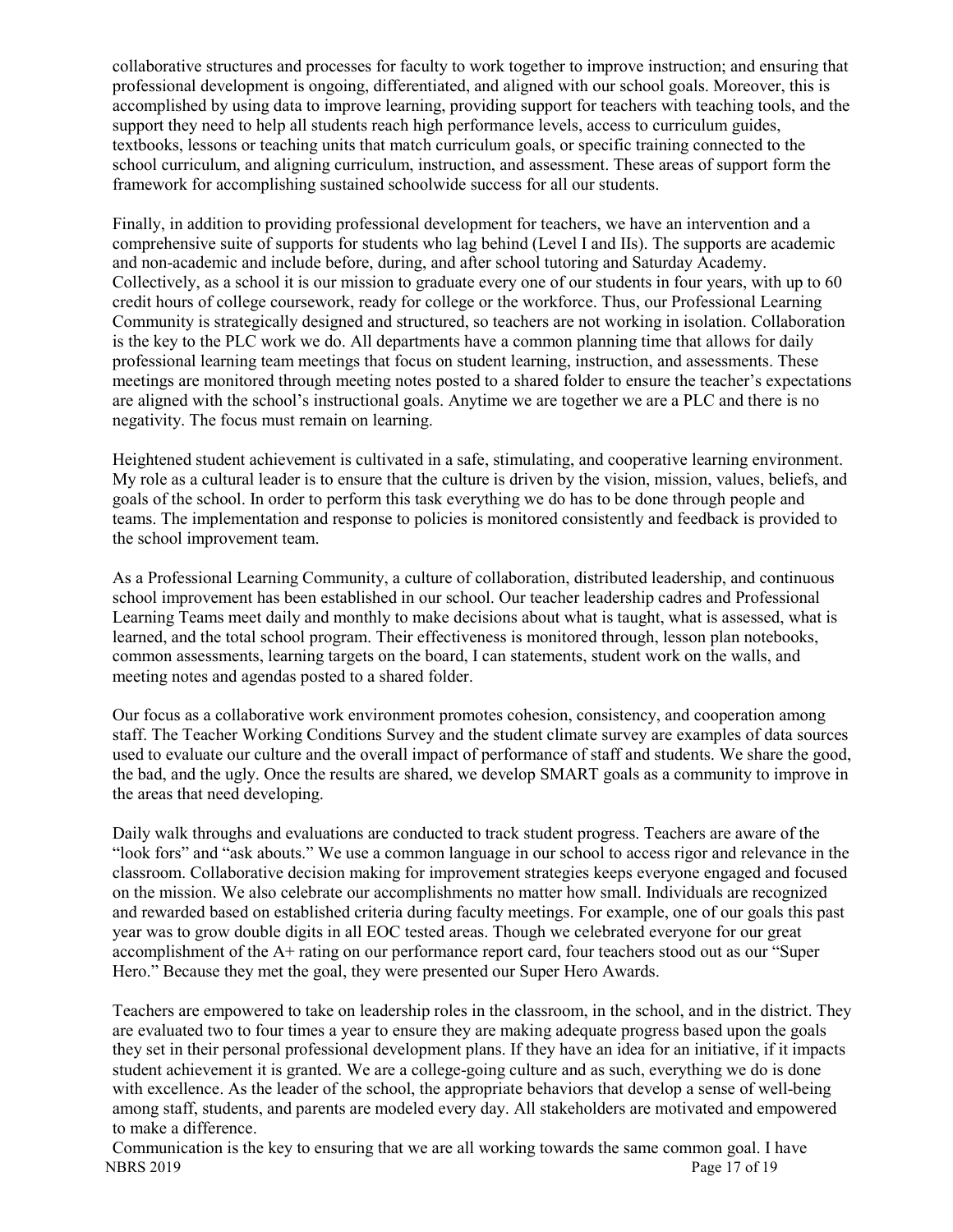collaborative structures and processes for faculty to work together to improve instruction; and ensuring that professional development is ongoing, differentiated, and aligned with our school goals. Moreover, this is accomplished by using data to improve learning, providing support for teachers with teaching tools, and the support they need to help all students reach high performance levels, access to curriculum guides, textbooks, lessons or teaching units that match curriculum goals, or specific training connected to the school curriculum, and aligning curriculum, instruction, and assessment. These areas of support form the framework for accomplishing sustained schoolwide success for all our students.

Finally, in addition to providing professional development for teachers, we have an intervention and a comprehensive suite of supports for students who lag behind (Level I and IIs). The supports are academic and non-academic and include before, during, and after school tutoring and Saturday Academy. Collectively, as a school it is our mission to graduate every one of our students in four years, with up to 60 credit hours of college coursework, ready for college or the workforce. Thus, our Professional Learning Community is strategically designed and structured, so teachers are not working in isolation. Collaboration is the key to the PLC work we do. All departments have a common planning time that allows for daily professional learning team meetings that focus on student learning, instruction, and assessments. These meetings are monitored through meeting notes posted to a shared folder to ensure the teacher's expectations are aligned with the school's instructional goals. Anytime we are together we are a PLC and there is no negativity. The focus must remain on learning.

Heightened student achievement is cultivated in a safe, stimulating, and cooperative learning environment. My role as a cultural leader is to ensure that the culture is driven by the vision, mission, values, beliefs, and goals of the school. In order to perform this task everything we do has to be done through people and teams. The implementation and response to policies is monitored consistently and feedback is provided to the school improvement team.

As a Professional Learning Community, a culture of collaboration, distributed leadership, and continuous school improvement has been established in our school. Our teacher leadership cadres and Professional Learning Teams meet daily and monthly to make decisions about what is taught, what is assessed, what is learned, and the total school program. Their effectiveness is monitored through, lesson plan notebooks, common assessments, learning targets on the board, I can statements, student work on the walls, and meeting notes and agendas posted to a shared folder.

Our focus as a collaborative work environment promotes cohesion, consistency, and cooperation among staff. The Teacher Working Conditions Survey and the student climate survey are examples of data sources used to evaluate our culture and the overall impact of performance of staff and students. We share the good, the bad, and the ugly. Once the results are shared, we develop SMART goals as a community to improve in the areas that need developing.

Daily walk throughs and evaluations are conducted to track student progress. Teachers are aware of the "look fors" and "ask abouts." We use a common language in our school to access rigor and relevance in the classroom. Collaborative decision making for improvement strategies keeps everyone engaged and focused on the mission. We also celebrate our accomplishments no matter how small. Individuals are recognized and rewarded based on established criteria during faculty meetings. For example, one of our goals this past year was to grow double digits in all EOC tested areas. Though we celebrated everyone for our great accomplishment of the A+ rating on our performance report card, four teachers stood out as our "Super Hero." Because they met the goal, they were presented our Super Hero Awards.

Teachers are empowered to take on leadership roles in the classroom, in the school, and in the district. They are evaluated two to four times a year to ensure they are making adequate progress based upon the goals they set in their personal professional development plans. If they have an idea for an initiative, if it impacts student achievement it is granted. We are a college-going culture and as such, everything we do is done with excellence. As the leader of the school, the appropriate behaviors that develop a sense of well-being among staff, students, and parents are modeled every day. All stakeholders are motivated and empowered to make a difference.

Communication is the key to ensuring that we are all working towards the same common goal. I have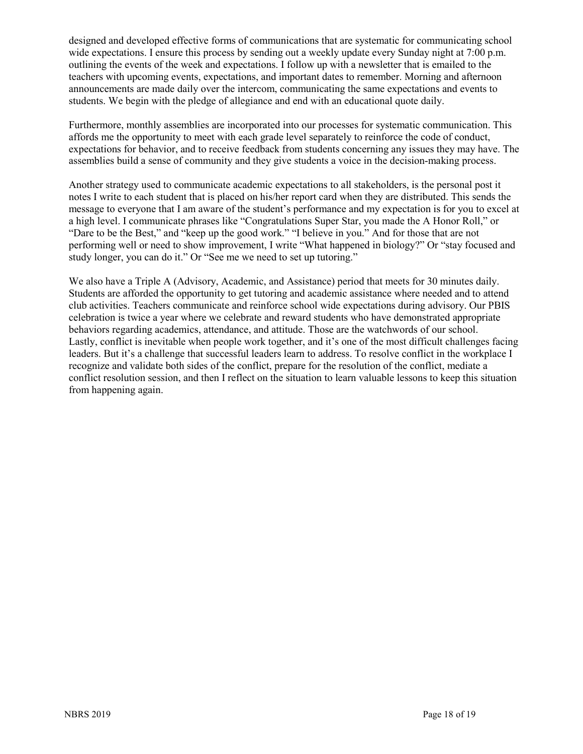designed and developed effective forms of communications that are systematic for communicating school wide expectations. I ensure this process by sending out a weekly update every Sunday night at 7:00 p.m. outlining the events of the week and expectations. I follow up with a newsletter that is emailed to the teachers with upcoming events, expectations, and important dates to remember. Morning and afternoon announcements are made daily over the intercom, communicating the same expectations and events to students. We begin with the pledge of allegiance and end with an educational quote daily.

Furthermore, monthly assemblies are incorporated into our processes for systematic communication. This affords me the opportunity to meet with each grade level separately to reinforce the code of conduct, expectations for behavior, and to receive feedback from students concerning any issues they may have. The assemblies build a sense of community and they give students a voice in the decision-making process.

Another strategy used to communicate academic expectations to all stakeholders, is the personal post it notes I write to each student that is placed on his/her report card when they are distributed. This sends the message to everyone that I am aware of the student's performance and my expectation is for you to excel at a high level. I communicate phrases like "Congratulations Super Star, you made the A Honor Roll," or "Dare to be the Best," and "keep up the good work." "I believe in you." And for those that are not performing well or need to show improvement, I write "What happened in biology?" Or "stay focused and study longer, you can do it." Or "See me we need to set up tutoring."

We also have a Triple A (Advisory, Academic, and Assistance) period that meets for 30 minutes daily. Students are afforded the opportunity to get tutoring and academic assistance where needed and to attend club activities. Teachers communicate and reinforce school wide expectations during advisory. Our PBIS celebration is twice a year where we celebrate and reward students who have demonstrated appropriate behaviors regarding academics, attendance, and attitude. Those are the watchwords of our school.
Lastly, conflict is inevitable when people work together, and it's one of the most difficult challenges facing leaders. But it's a challenge that successful leaders learn to address. To resolve conflict in the workplace I recognize and validate both sides of the conflict, prepare for the resolution of the conflict, mediate a conflict resolution session, and then I reflect on the situation to learn valuable lessons to keep this situation from happening again.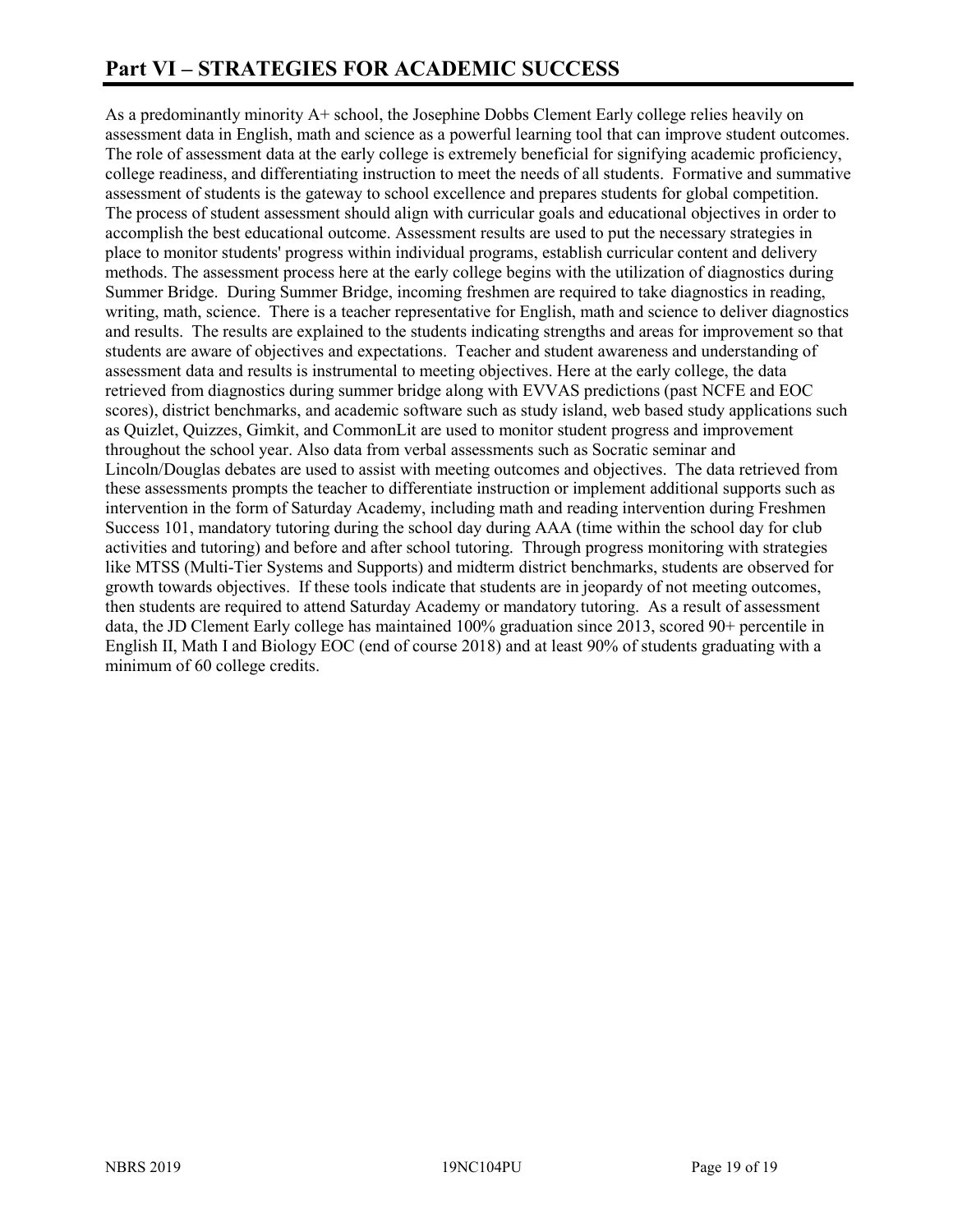## Part VI – STRATEGIES FOR ACADEMIC SUCCESS

As a predominantly minority A+ school, the Josephine Dobbs Clement Early college relies heavily on assessment data in English, math and science as a powerful learning tool that can improve student outcomes. The role of assessment data at the early college is extremely beneficial for signifying academic proficiency, college readiness, and differentiating instruction to meet the needs of all students. Formative and summative assessment of students is the gateway to school excellence and prepares students for global competition. The process of student assessment should align with curricular goals and educational objectives in order to accomplish the best educational outcome. Assessment results are used to put the necessary strategies in place to monitor students' progress within individual programs, establish curricular content and delivery methods. The assessment process here at the early college begins with the utilization of diagnostics during Summer Bridge. During Summer Bridge, incoming freshmen are required to take diagnostics in reading, writing, math, science. There is a teacher representative for English, math and science to deliver diagnostics and results. The results are explained to the students indicating strengths and areas for improvement so that students are aware of objectives and expectations. Teacher and student awareness and understanding of assessment data and results is instrumental to meeting objectives. Here at the early college, the data retrieved from diagnostics during summer bridge along with EVVAS predictions (past NCFE and EOC scores), district benchmarks, and academic software such as study island, web based study applications such as Quizlet, Quizzes, Gimkit, and CommonLit are used to monitor student progress and improvement throughout the school year. Also data from verbal assessments such as Socratic seminar and Lincoln/Douglas debates are used to assist with meeting outcomes and objectives. The data retrieved from these assessments prompts the teacher to differentiate instruction or implement additional supports such as intervention in the form of Saturday Academy, including math and reading intervention during Freshmen Success 101, mandatory tutoring during the school day during AAA (time within the school day for club activities and tutoring) and before and after school tutoring. Through progress monitoring with strategies like MTSS (Multi-Tier Systems and Supports) and midterm district benchmarks, students are observed for growth towards objectives. If these tools indicate that students are in jeopardy of not meeting outcomes, then students are required to attend Saturday Academy or mandatory tutoring. As a result of assessment data, the JD Clement Early college has maintained 100% graduation since 2013, scored 90+ percentile in English II, Math I and Biology EOC (end of course 2018) and at least 90% of students graduating with a minimum of 60 college credits.